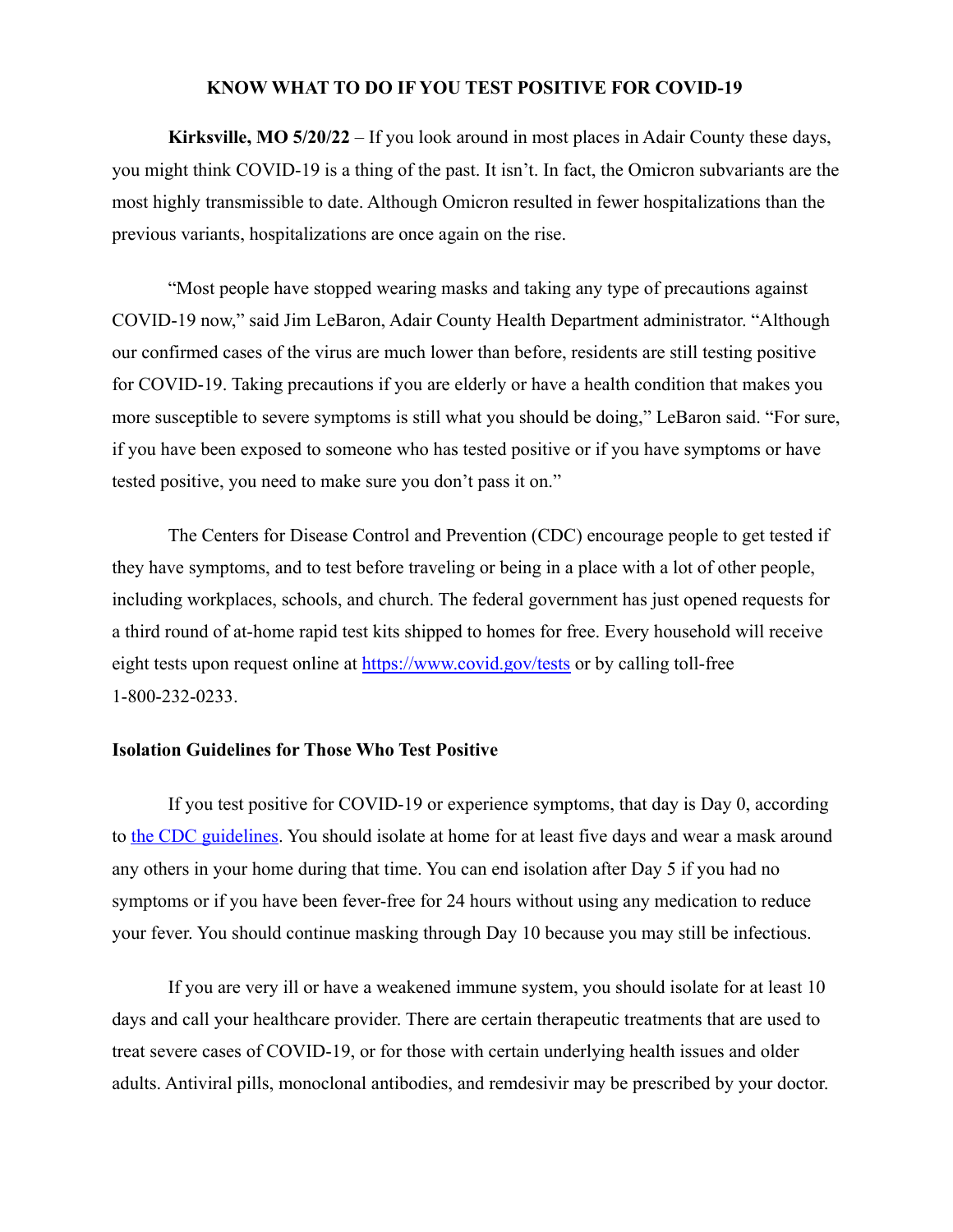# KNOW WHAT TO DO IF YOU TEST POSITIVE FOR COVID-19

**Kirksville, MO 5/20/22** – If you look around in most places in Adair County these days, you might think COVID-19 is a thing of the past. It isn't. In fact, the Omicron subvariants are the most highly transmissible to date. Although Omicron resulted in fewer hospitalizations than the previous variants, hospitalizations are once again on the rise.

"Most people have stopped wearing masks and taking any type of precautions against COVID-19 now," said Jim LeBaron, Adair County Health Department administrator. "Although our confirmed cases of the virus are much lower than before, residents are still testing positive for COVID-19. Taking precautions if you are elderly or have a health condition that makes you more susceptible to severe symptoms is still what you should be doing," LeBaron said. "For sure, if you have been exposed to someone who has tested positive or if you have symptoms or have tested positive, you need to make sure you don't pass it on."

The Centers for Disease Control and Prevention (CDC) encourage people to get tested if they have symptoms, and to test before traveling or being in a place with a lot of other people, including workplaces, schools, and church. The federal government has just opened requests for a third round of at-home rapid test kits shipped to homes for free. Every household will receive eight tests upon request online at [https://www.covid.gov/tests](https://www.covid.gov/tests) or by calling toll-free 1-800-232-0233.

## Isolation Guidelines for Those Who Test Positive

If you test positive for COVID-19 or experience symptoms, that day is Day 0, according to the CDC guidelines. You should isolate at home for at least five days and wear a mask around any others in your home during that time. You can end isolation after Day 5 if you had no symptoms or if you have been fever-free for 24 hours without using any medication to reduce your fever. You should continue masking through Day 10 because you may still be infectious.

If you are very ill or have a weakened immune system, you should isolate for at least 10 days and call your healthcare provider. There are certain therapeutic treatments that are used to treat severe cases of COVID-19, or for those with certain underlying health issues and older adults. Antiviral pills, monoclonal antibodies, and remdesivir may be prescribed by your doctor.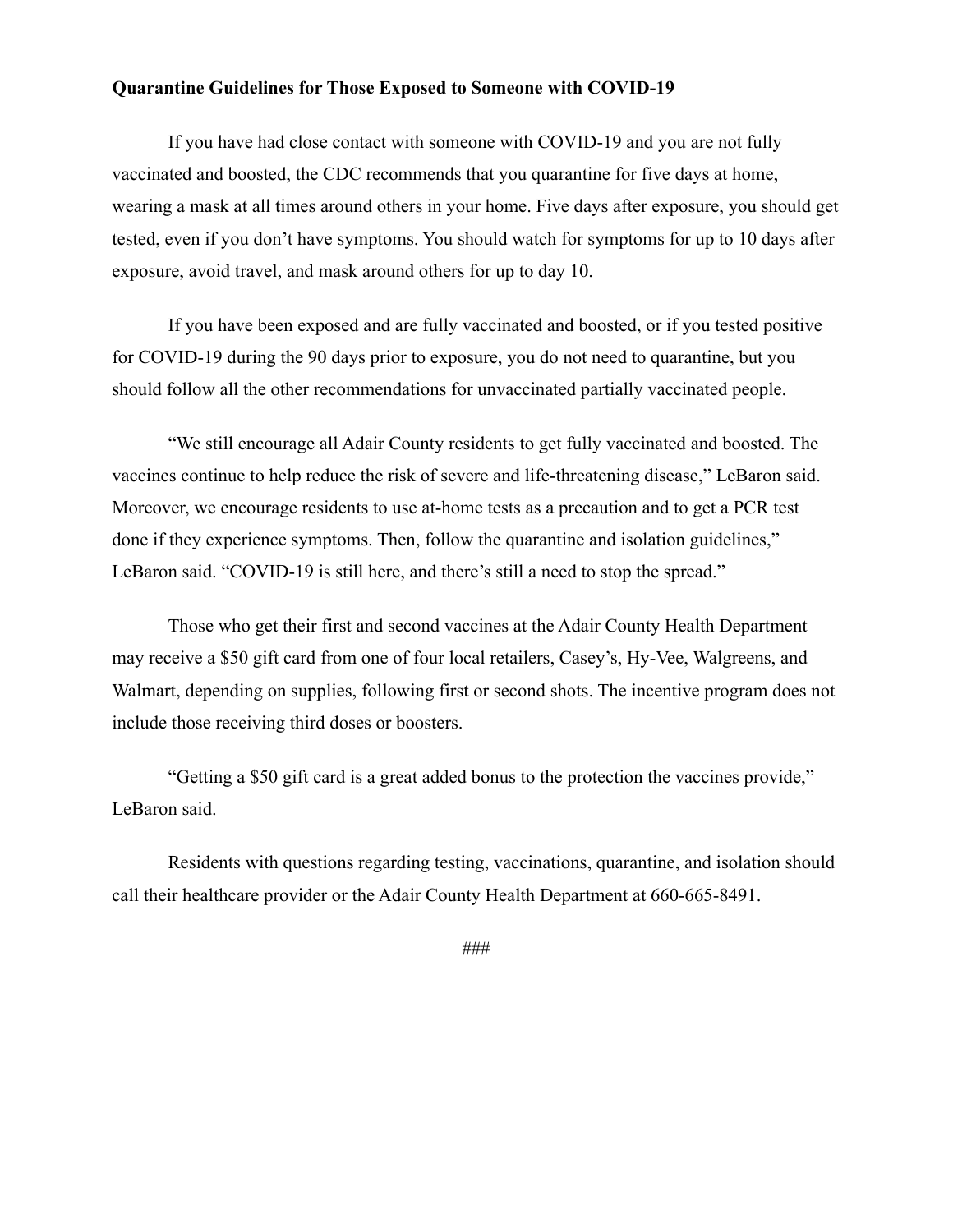**Quarantine Guidelines for Those Exposed to Someone with COVID-19**

If you have had close contact with someone with COVID-19 and you are not fully vaccinated and boosted, the CDC recommends that you quarantine for five days at home, wearing a mask at all times around others in your home. Five days after exposure, you should get tested, even if you don't have symptoms. You should watch for symptoms for up to 10 days after exposure, avoid travel, and mask around others for up to day 10.

If you have been exposed and are fully vaccinated and boosted, or if you tested positive for COVID-19 during the 90 days prior to exposure, you do not need to quarantine, but you should follow all the other recommendations for unvaccinated partially vaccinated people.

"We still encourage all Adair County residents to get fully vaccinated and boosted. The vaccines continue to help reduce the risk of severe and life-threatening disease," LeBaron said. Moreover, we encourage residents to use at-home tests as a precaution and to get a PCR test done if they experience symptoms. Then, follow the quarantine and isolation guidelines," LeBaron said. "COVID-19 is still here, and there's still a need to stop the spread."

Those who get their first and second vaccines at the Adair County Health Department may receive a $50 gift card from one of four local retailers, Casey's, Hy-Vee, Walgreens, and Walmart, depending on supplies, following first or second shots. The incentive program does not include those receiving third doses or boosters.

"Getting a $50 gift card is a great added bonus to the protection the vaccines provide," LeBaron said.

Residents with questions regarding testing, vaccinations, quarantine, and isolation should call their healthcare provider or the Adair County Health Department at 660-665-8491.

###